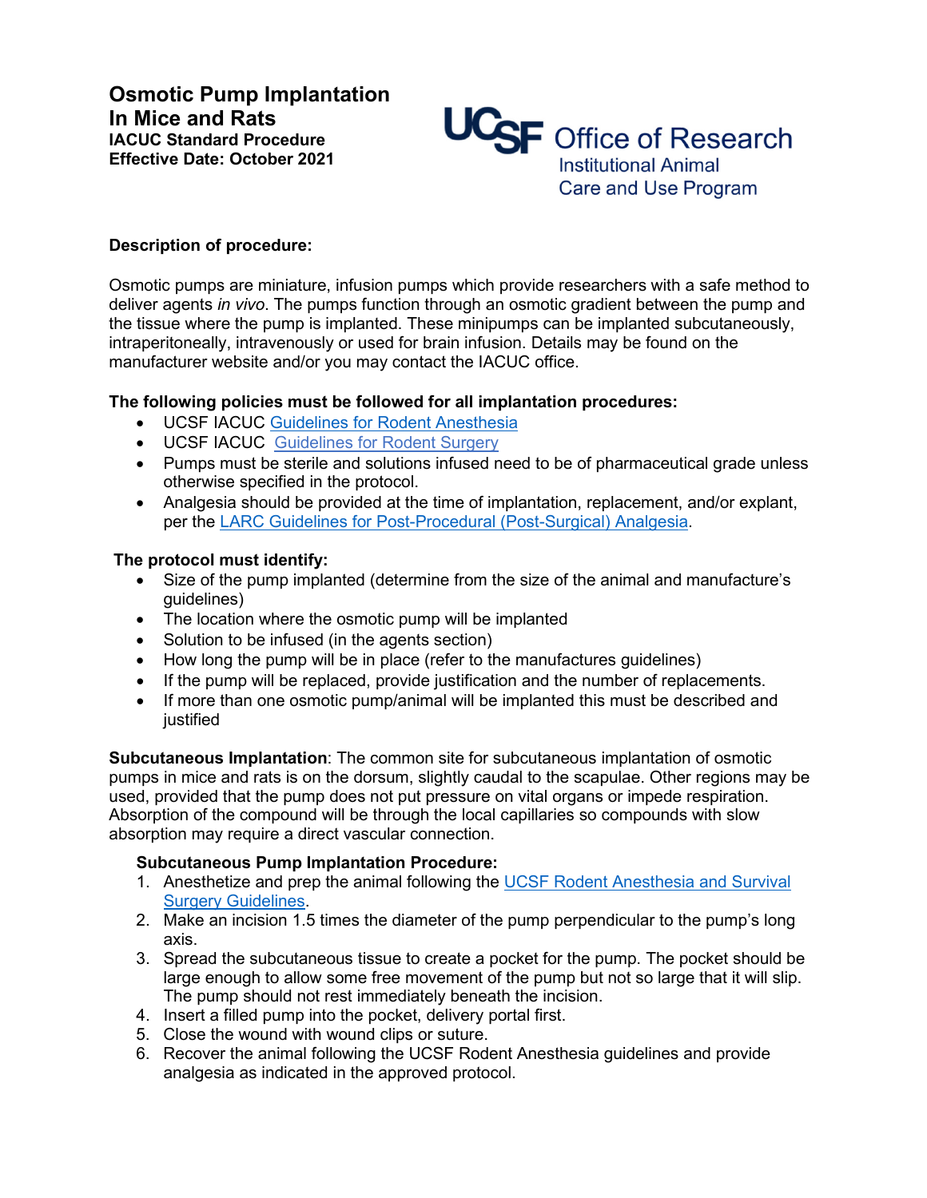# Osmotic Pump Implantation In Mice and Rats

**IACUC Standard Procedure**
**Effective Date: October 2021**

UCSF Office of Research
Institutional Animal Care and Use Program

**Description of procedure:**

Osmotic pumps are miniature, infusion pumps which provide researchers with a safe method to deliver agents *in vivo*. The pumps function through an osmotic gradient between the pump and the tissue where the pump is implanted. These minipumps can be implanted subcutaneously, intraperitoneally, intravenously or used for brain infusion. Details may be found on the manufacturer website and/or you may contact the IACUC office.

**The following policies must be followed for all implantation procedures:**

- UCSF IACUC Guidelines for Rodent Anesthesia
- UCSF IACUC Guidelines for Rodent Surgery
- Pumps must be sterile and solutions infused need to be of pharmaceutical grade unless otherwise specified in the protocol.
- Analgesia should be provided at the time of implantation, replacement, and/or explant, per the LARC Guidelines for Post-Procedural (Post-Surgical) Analgesia.

**The protocol must identify:**

- Size of the pump implanted (determine from the size of the animal and manufacture's guidelines)
- The location where the osmotic pump will be implanted
- Solution to be infused (in the agents section)
- How long the pump will be in place (refer to the manufactures guidelines)
- If the pump will be replaced, provide justification and the number of replacements.
- If more than one osmotic pump/animal will be implanted this must be described and justified

**Subcutaneous Implantation**: The common site for subcutaneous implantation of osmotic pumps in mice and rats is on the dorsum, slightly caudal to the scapulae. Other regions may be used, provided that the pump does not put pressure on vital organs or impede respiration. Absorption of the compound will be through the local capillaries so compounds with slow absorption may require a direct vascular connection.

**Subcutaneous Pump Implantation Procedure:**

1. Anesthetize and prep the animal following the UCSF Rodent Anesthesia and Survival Surgery Guidelines.
2. Make an incision 1.5 times the diameter of the pump perpendicular to the pump's long axis.
3. Spread the subcutaneous tissue to create a pocket for the pump. The pocket should be large enough to allow some free movement of the pump but not so large that it will slip. The pump should not rest immediately beneath the incision.
4. Insert a filled pump into the pocket, delivery portal first.
5. Close the wound with wound clips or suture.
6. Recover the animal following the UCSF Rodent Anesthesia guidelines and provide analgesia as indicated in the approved protocol.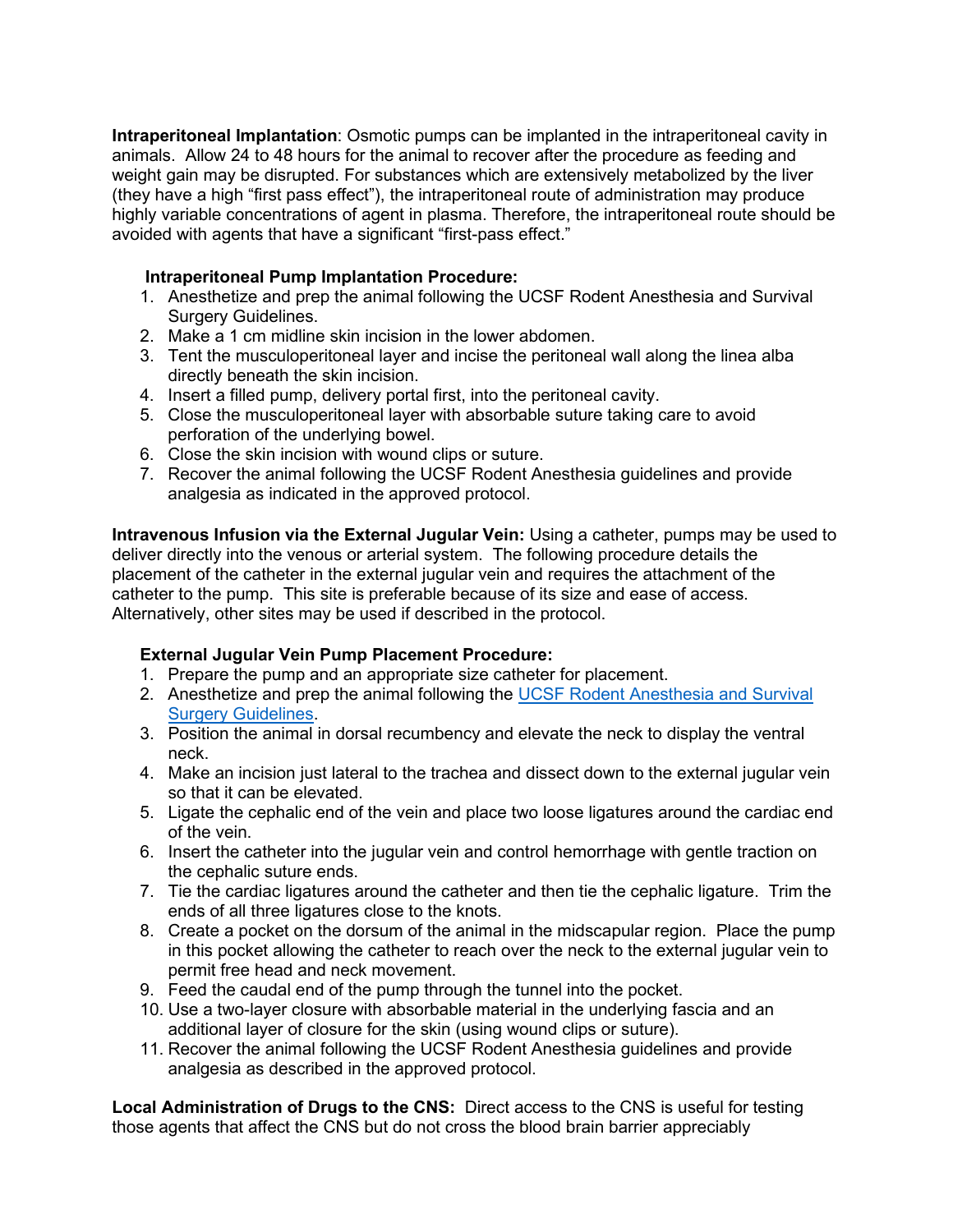**Intraperitoneal Implantation**: Osmotic pumps can be implanted in the intraperitoneal cavity in animals. Allow 24 to 48 hours for the animal to recover after the procedure as feeding and weight gain may be disrupted. For substances which are extensively metabolized by the liver (they have a high "first pass effect"), the intraperitoneal route of administration may produce highly variable concentrations of agent in plasma. Therefore, the intraperitoneal route should be avoided with agents that have a significant "first-pass effect."

**Intraperitoneal Pump Implantation Procedure:**

1. Anesthetize and prep the animal following the UCSF Rodent Anesthesia and Survival Surgery Guidelines.
2. Make a 1 cm midline skin incision in the lower abdomen.
3. Tent the musculoperitoneal layer and incise the peritoneal wall along the linea alba directly beneath the skin incision.
4. Insert a filled pump, delivery portal first, into the peritoneal cavity.
5. Close the musculoperitoneal layer with absorbable suture taking care to avoid perforation of the underlying bowel.
6. Close the skin incision with wound clips or suture.
7. Recover the animal following the UCSF Rodent Anesthesia guidelines and provide analgesia as indicated in the approved protocol.

**Intravenous Infusion via the External Jugular Vein:** Using a catheter, pumps may be used to deliver directly into the venous or arterial system. The following procedure details the placement of the catheter in the external jugular vein and requires the attachment of the catheter to the pump. This site is preferable because of its size and ease of access. Alternatively, other sites may be used if described in the protocol.

**External Jugular Vein Pump Placement Procedure:**

1. Prepare the pump and an appropriate size catheter for placement.
2. Anesthetize and prep the animal following the UCSF Rodent Anesthesia and Survival Surgery Guidelines.
3. Position the animal in dorsal recumbency and elevate the neck to display the ventral neck.
4. Make an incision just lateral to the trachea and dissect down to the external jugular vein so that it can be elevated.
5. Ligate the cephalic end of the vein and place two loose ligatures around the cardiac end of the vein.
6. Insert the catheter into the jugular vein and control hemorrhage with gentle traction on the cephalic suture ends.
7. Tie the cardiac ligatures around the catheter and then tie the cephalic ligature. Trim the ends of all three ligatures close to the knots.
8. Create a pocket on the dorsum of the animal in the midscapular region. Place the pump in this pocket allowing the catheter to reach over the neck to the external jugular vein to permit free head and neck movement.
9. Feed the caudal end of the pump through the tunnel into the pocket.
10. Use a two-layer closure with absorbable material in the underlying fascia and an additional layer of closure for the skin (using wound clips or suture).
11. Recover the animal following the UCSF Rodent Anesthesia guidelines and provide analgesia as described in the approved protocol.

**Local Administration of Drugs to the CNS:** Direct access to the CNS is useful for testing those agents that affect the CNS but do not cross the blood brain barrier appreciably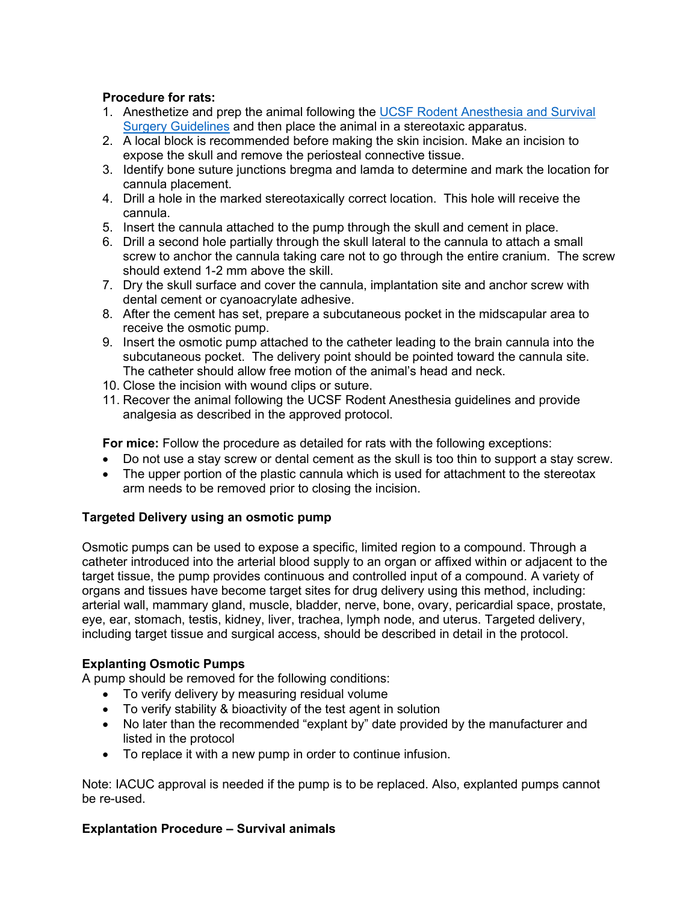**Procedure for rats:**

1. Anesthetize and prep the animal following the [UCSF Rodent Anesthesia and Survival Surgery Guidelines]() and then place the animal in a stereotaxic apparatus.
2. A local block is recommended before making the skin incision. Make an incision to expose the skull and remove the periosteal connective tissue.
3. Identify bone suture junctions bregma and lamda to determine and mark the location for cannula placement.
4. Drill a hole in the marked stereotaxically correct location. This hole will receive the cannula.
5. Insert the cannula attached to the pump through the skull and cement in place.
6. Drill a second hole partially through the skull lateral to the cannula to attach a small screw to anchor the cannula taking care not to go through the entire cranium. The screw should extend 1-2 mm above the skill.
7. Dry the skull surface and cover the cannula, implantation site and anchor screw with dental cement or cyanoacrylate adhesive.
8. After the cement has set, prepare a subcutaneous pocket in the midscapular area to receive the osmotic pump.
9. Insert the osmotic pump attached to the catheter leading to the brain cannula into the subcutaneous pocket. The delivery point should be pointed toward the cannula site. The catheter should allow free motion of the animal's head and neck.
10. Close the incision with wound clips or suture.
11. Recover the animal following the UCSF Rodent Anesthesia guidelines and provide analgesia as described in the approved protocol.

**For mice:** Follow the procedure as detailed for rats with the following exceptions:

- Do not use a stay screw or dental cement as the skull is too thin to support a stay screw.
- The upper portion of the plastic cannula which is used for attachment to the stereotax arm needs to be removed prior to closing the incision.

### Targeted Delivery using an osmotic pump

Osmotic pumps can be used to expose a specific, limited region to a compound. Through a catheter introduced into the arterial blood supply to an organ or affixed within or adjacent to the target tissue, the pump provides continuous and controlled input of a compound. A variety of organs and tissues have become target sites for drug delivery using this method, including: arterial wall, mammary gland, muscle, bladder, nerve, bone, ovary, pericardial space, prostate, eye, ear, stomach, testis, kidney, liver, trachea, lymph node, and uterus. Targeted delivery, including target tissue and surgical access, should be described in detail in the protocol.

### Explanting Osmotic Pumps

A pump should be removed for the following conditions:

- To verify delivery by measuring residual volume
- To verify stability & bioactivity of the test agent in solution
- No later than the recommended "explant by" date provided by the manufacturer and listed in the protocol
- To replace it with a new pump in order to continue infusion.

Note: IACUC approval is needed if the pump is to be replaced. Also, explanted pumps cannot be re-used.

### Explantation Procedure – Survival animals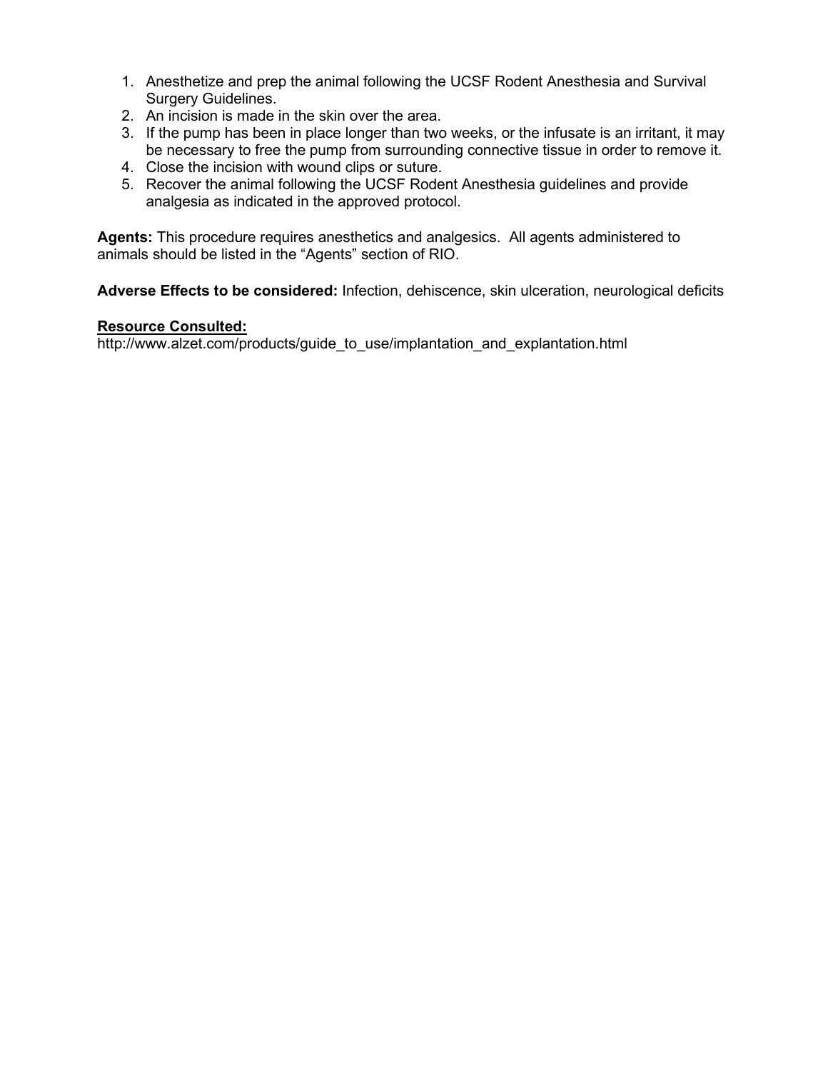1. Anesthetize and prep the animal following the UCSF Rodent Anesthesia and Survival Surgery Guidelines.
2. An incision is made in the skin over the area.
3. If the pump has been in place longer than two weeks, or the infusate is an irritant, it may be necessary to free the pump from surrounding connective tissue in order to remove it.
4. Close the incision with wound clips or suture.
5. Recover the animal following the UCSF Rodent Anesthesia guidelines and provide analgesia as indicated in the approved protocol.

**Agents:** This procedure requires anesthetics and analgesics. All agents administered to animals should be listed in the "Agents" section of RIO.

**Adverse Effects to be considered:** Infection, dehiscence, skin ulceration, neurological deficits

**Resource Consulted:**
http://www.alzet.com/products/guide_to_use/implantation_and_explantation.html